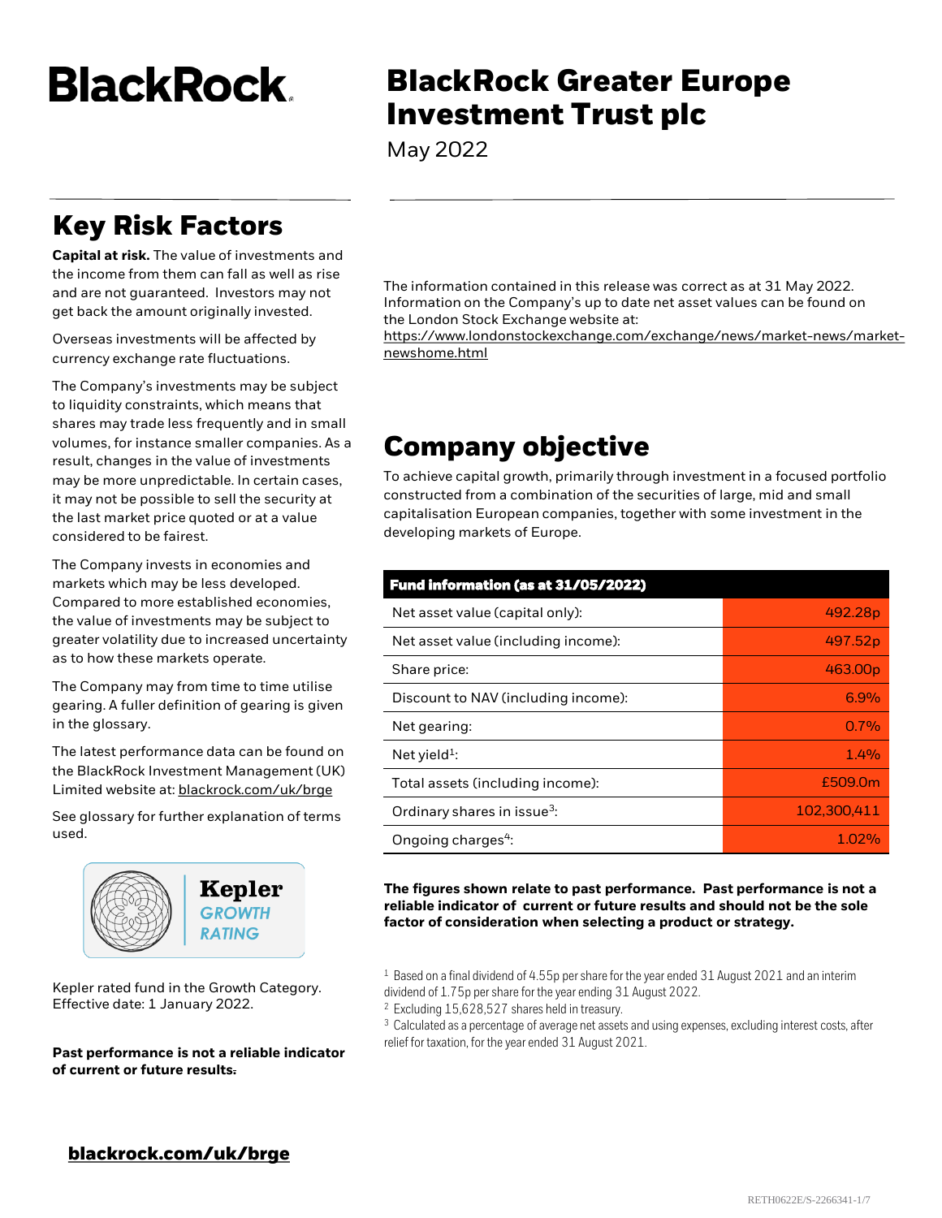# BlackRock

# BlackRock Greater Europe Investment Trust plc

May 2022

## Key Risk Factors

**Capital at risk.** The value of investments and the income from them can fall as well as rise and are not guaranteed. Investors may not get back the amount originally invested.

Overseas investments will be affected by currency exchange rate fluctuations.

The Company's investments may be subject to liquidity constraints, which means that shares may trade less frequently and in small volumes, for instance smaller companies. As a result, changes in the value of investments may be more unpredictable. In certain cases, it may not be possible to sell the security at the last market price quoted or at a value considered to be fairest.

The Company invests in economies and markets which may be less developed. Compared to more established economies, the value of investments may be subject to greater volatility due to increased uncertainty as to how these markets operate.

The Company may from time to time utilise gearing. A fuller definition of gearing is given in the glossary.

The latest performance data can be found on the BlackRock Investment Management (UK) Limited website at: blackrock.com/uk/brge

See glossary for further explanation of terms used.

Kepler GROWTH RATING

Kepler rated fund in the Growth Category. Effective date: 1 January 2022.

**Past performance is not a reliable indicator of current or future results.**

The information contained in this release was correct as at 31 May 2022. Information on the Company's up to date net asset values can be found on the London Stock Exchange website at: https://www.londonstockexchange.com/exchange/news/market-news/market-newshome.html

## Company objective

To achieve capital growth, primarily through investment in a focused portfolio constructed from a combination of the securities of large, mid and small capitalisation European companies, together with some investment in the developing markets of Europe.

| Fund information (as at 31/05/2022) | |
|---|---|
| Net asset value (capital only): | 492.28p |
| Net asset value (including income): | 497.52p |
| Share price: | 463.00p |
| Discount to NAV (including income): | 6.9% |
| Net gearing: | 0.7% |
| Net yield[1]: | 1.4% |
| Total assets (including income): | £509.0m |
| Ordinary shares in issue[3]: | 102,300,411 |
| Ongoing charges[4]: | 1.02% |

**The figures shown relate to past performance. Past performance is not a reliable indicator of current or future results and should not be the sole factor of consideration when selecting a product or strategy.**

[1] Based on a final dividend of 4.55p per share for the year ended 31 August 2021 and an interim dividend of 1.75p per share for the year ending 31 August 2022.

[2] Excluding 15,628,527 shares held in treasury.

[3] Calculated as a percentage of average net assets and using expenses, excluding interest costs, after relief for taxation, for the year ended 31 August 2021.

**blackrock.com/uk/brge**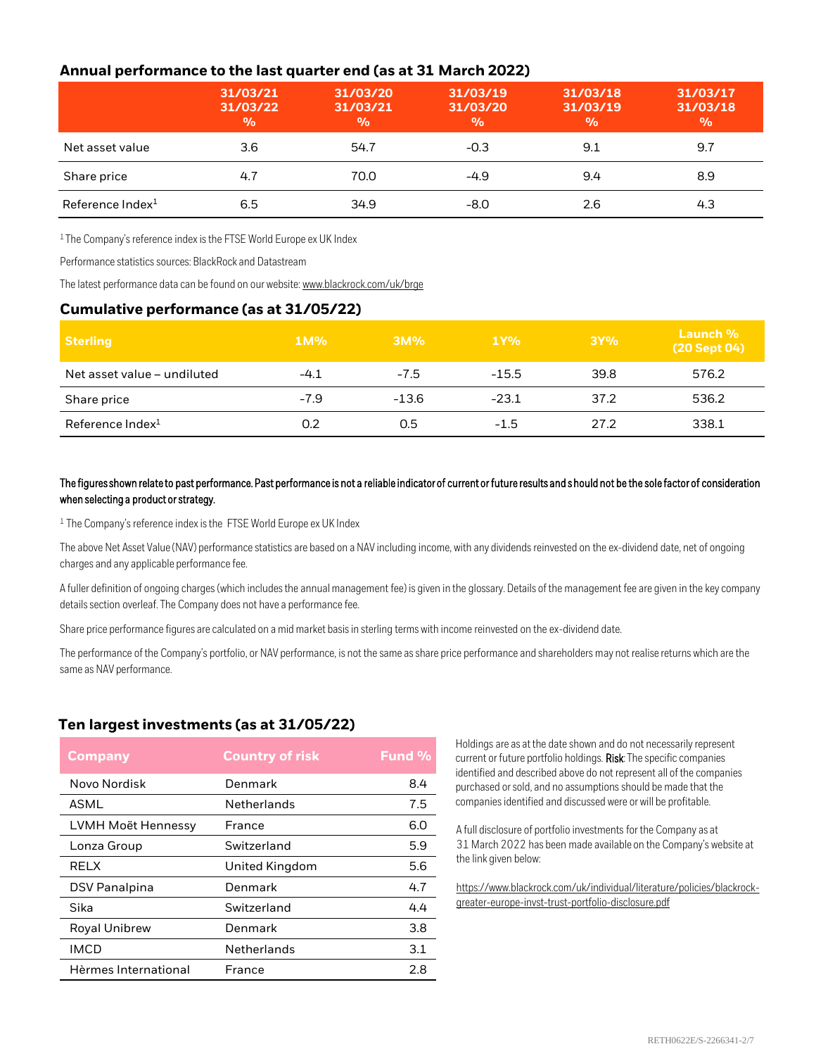## Annual performance to the last quarter end (as at 31 March 2022)

| | 31/03/21<br>31/03/22<br>% | 31/03/20<br>31/03/21<br>% | 31/03/19<br>31/03/20<br>% | 31/03/18<br>31/03/19<br>% | 31/03/17<br>31/03/18<br>% |
|---|---|---|---|---|---|
| Net asset value | 3.6 | 54.7 | -0.3 | 9.1 | 9.7 |
| Share price | 4.7 | 70.0 | -4.9 | 9.4 | 8.9 |
| Reference Index[1] | 6.5 | 34.9 | -8.0 | 2.6 | 4.3 |

[1] The Company's reference index is the FTSE World Europe ex UK Index

Performance statistics sources: BlackRock and Datastream

The latest performance data can be found on our website: www.blackrock.com/uk/brge

## Cumulative performance (as at 31/05/22)

| Sterling | 1M% | 3M% | 1Y% | 3Y% | Launch % (20 Sept 04) |
|---|---|---|---|---|---|
| Net asset value – undiluted | -4.1 | -7.5 | -15.5 | 39.8 | 576.2 |
| Share price | -7.9 | -13.6 | -23.1 | 37.2 | 536.2 |
| Reference Index[1] | 0.2 | 0.5 | -1.5 | 27.2 | 338.1 |

**The figures shown relate to past performance. Past performance is not a reliable indicator of current or future results and should not be the sole factor of consideration when selecting a product or strategy.**

[1] The Company's reference index is the FTSE World Europe ex UK Index

The above Net Asset Value (NAV) performance statistics are based on a NAV including income, with any dividends reinvested on the ex-dividend date, net of ongoing charges and any applicable performance fee.

A fuller definition of ongoing charges (which includes the annual management fee) is given in the glossary. Details of the management fee are given in the key company details section overleaf. The Company does not have a performance fee.

Share price performance figures are calculated on a mid market basis in sterling terms with income reinvested on the ex-dividend date.

The performance of the Company's portfolio, or NAV performance, is not the same as share price performance and shareholders may not realise returns which are the same as NAV performance.

## Ten largest investments (as at 31/05/22)

| Company | Country of risk | Fund % |
|---|---|---|
| Novo Nordisk | Denmark | 8.4 |
| ASML | Netherlands | 7.5 |
| LVMH Moët Hennessy | France | 6.0 |
| Lonza Group | Switzerland | 5.9 |
| RELX | United Kingdom | 5.6 |
| DSV Panalpina | Denmark | 4.7 |
| Sika | Switzerland | 4.4 |
| Royal Unibrew | Denmark | 3.8 |
| IMCD | Netherlands | 3.1 |
| Hèrmes International | France | 2.8 |

Holdings are as at the date shown and do not necessarily represent current or future portfolio holdings. **Risk**: The specific companies identified and described above do not represent all of the companies purchased or sold, and no assumptions should be made that the companies identified and discussed were or will be profitable.

A full disclosure of portfolio investments for the Company as at 31 March 2022 has been made available on the Company's website at the link given below:

https://www.blackrock.com/uk/individual/literature/policies/blackrock-greater-europe-invst-trust-portfolio-disclosure.pdf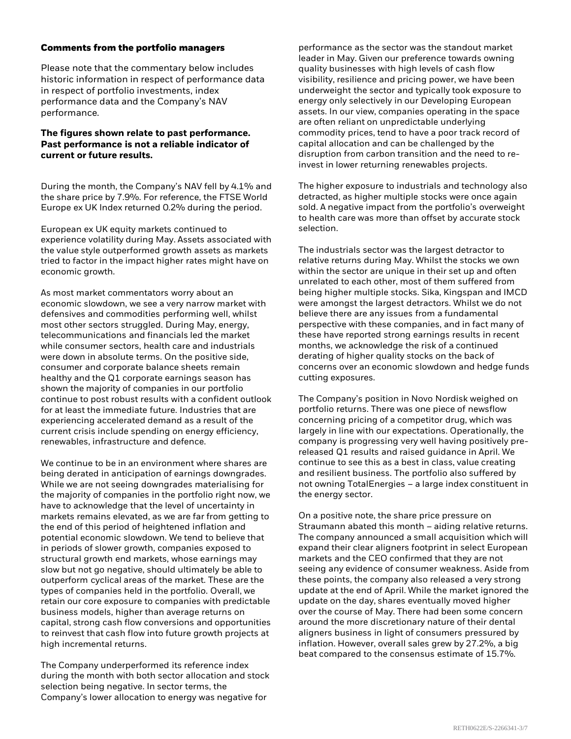## Comments from the portfolio managers

Please note that the commentary below includes historic information in respect of performance data in respect of portfolio investments, index performance data and the Company's NAV performance.

**The figures shown relate to past performance. Past performance is not a reliable indicator of current or future results.**

During the month, the Company's NAV fell by 4.1% and the share price by 7.9%. For reference, the FTSE World Europe ex UK Index returned 0.2% during the period.

European ex UK equity markets continued to experience volatility during May. Assets associated with the value style outperformed growth assets as markets tried to factor in the impact higher rates might have on economic growth.

As most market commentators worry about an economic slowdown, we see a very narrow market with defensives and commodities performing well, whilst most other sectors struggled. During May, energy, telecommunications and financials led the market while consumer sectors, health care and industrials were down in absolute terms. On the positive side, consumer and corporate balance sheets remain healthy and the Q1 corporate earnings season has shown the majority of companies in our portfolio continue to post robust results with a confident outlook for at least the immediate future. Industries that are experiencing accelerated demand as a result of the current crisis include spending on energy efficiency, renewables, infrastructure and defence.

We continue to be in an environment where shares are being derated in anticipation of earnings downgrades. While we are not seeing downgrades materialising for the majority of companies in the portfolio right now, we have to acknowledge that the level of uncertainty in markets remains elevated, as we are far from getting to the end of this period of heightened inflation and potential economic slowdown. We tend to believe that in periods of slower growth, companies exposed to structural growth end markets, whose earnings may slow but not go negative, should ultimately be able to outperform cyclical areas of the market. These are the types of companies held in the portfolio. Overall, we retain our core exposure to companies with predictable business models, higher than average returns on capital, strong cash flow conversions and opportunities to reinvest that cash flow into future growth projects at high incremental returns.

The Company underperformed its reference index during the month with both sector allocation and stock selection being negative. In sector terms, the Company's lower allocation to energy was negative for performance as the sector was the standout market leader in May. Given our preference towards owning quality businesses with high levels of cash flow visibility, resilience and pricing power, we have been underweight the sector and typically took exposure to energy only selectively in our Developing European assets. In our view, companies operating in the space are often reliant on unpredictable underlying commodity prices, tend to have a poor track record of capital allocation and can be challenged by the disruption from carbon transition and the need to re-invest in lower returning renewables projects.

The higher exposure to industrials and technology also detracted, as higher multiple stocks were once again sold. A negative impact from the portfolio's overweight to health care was more than offset by accurate stock selection.

The industrials sector was the largest detractor to relative returns during May. Whilst the stocks we own within the sector are unique in their set up and often unrelated to each other, most of them suffered from being higher multiple stocks. Sika, Kingspan and IMCD were amongst the largest detractors. Whilst we do not believe there are any issues from a fundamental perspective with these companies, and in fact many of these have reported strong earnings results in recent months, we acknowledge the risk of a continued derating of higher quality stocks on the back of concerns over an economic slowdown and hedge funds cutting exposures.

The Company's position in Novo Nordisk weighed on portfolio returns. There was one piece of newsflow concerning pricing of a competitor drug, which was largely in line with our expectations. Operationally, the company is progressing very well having positively pre-released Q1 results and raised guidance in April. We continue to see this as a best in class, value creating and resilient business. The portfolio also suffered by not owning TotalEnergies – a large index constituent in the energy sector.

On a positive note, the share price pressure on Straumann abated this month – aiding relative returns. The company announced a small acquisition which will expand their clear aligners footprint in select European markets and the CEO confirmed that they are not seeing any evidence of consumer weakness. Aside from these points, the company also released a very strong update at the end of April. While the market ignored the update on the day, shares eventually moved higher over the course of May. There had been some concern around the more discretionary nature of their dental aligners business in light of consumers pressured by inflation. However, overall sales grew by 27.2%, a big beat compared to the consensus estimate of 15.7%.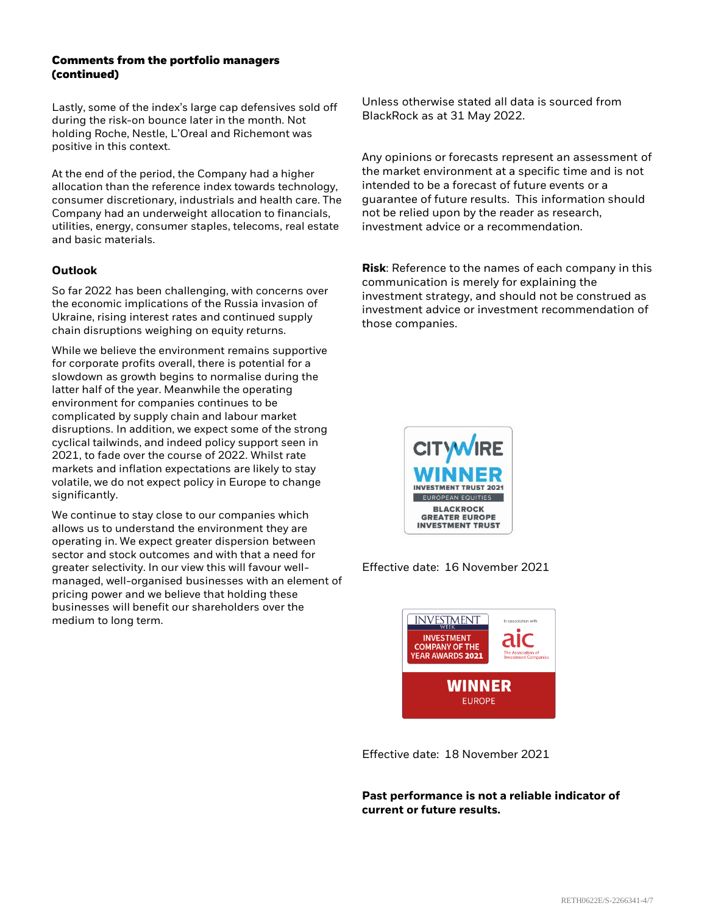**Comments from the portfolio managers (continued)**

Lastly, some of the index's large cap defensives sold off during the risk-on bounce later in the month. Not holding Roche, Nestle, L'Oreal and Richemont was positive in this context.

At the end of the period, the Company had a higher allocation than the reference index towards technology, consumer discretionary, industrials and health care. The Company had an underweight allocation to financials, utilities, energy, consumer staples, telecoms, real estate and basic materials.

### Outlook

So far 2022 has been challenging, with concerns over the economic implications of the Russia invasion of Ukraine, rising interest rates and continued supply chain disruptions weighing on equity returns.

While we believe the environment remains supportive for corporate profits overall, there is potential for a slowdown as growth begins to normalise during the latter half of the year. Meanwhile the operating environment for companies continues to be complicated by supply chain and labour market disruptions. In addition, we expect some of the strong cyclical tailwinds, and indeed policy support seen in 2021, to fade over the course of 2022. Whilst rate markets and inflation expectations are likely to stay volatile, we do not expect policy in Europe to change significantly.

We continue to stay close to our companies which allows us to understand the environment they are operating in. We expect greater dispersion between sector and stock outcomes and with that a need for greater selectivity. In our view this will favour well-managed, well-organised businesses with an element of pricing power and we believe that holding these businesses will benefit our shareholders over the medium to long term.

Unless otherwise stated all data is sourced from BlackRock as at 31 May 2022.

Any opinions or forecasts represent an assessment of the market environment at a specific time and is not intended to be a forecast of future events or a guarantee of future results. This information should not be relied upon by the reader as research, investment advice or a recommendation.

**Risk**: Reference to the names of each company in this communication is merely for explaining the investment strategy, and should not be construed as investment advice or investment recommendation of those companies.

CITYWIRE WINNER INVESTMENT TRUST 2021 EUROPEAN EQUITIES BLACKROCK GREATER EUROPE INVESTMENT TRUST

Effective date: 16 November 2021

INVESTMENT WEEK INVESTMENT COMPANY OF THE YEAR AWARDS 2021 In association with aic The Association of Investment Companies WINNER EUROPE

Effective date: 18 November 2021

**Past performance is not a reliable indicator of current or future results.**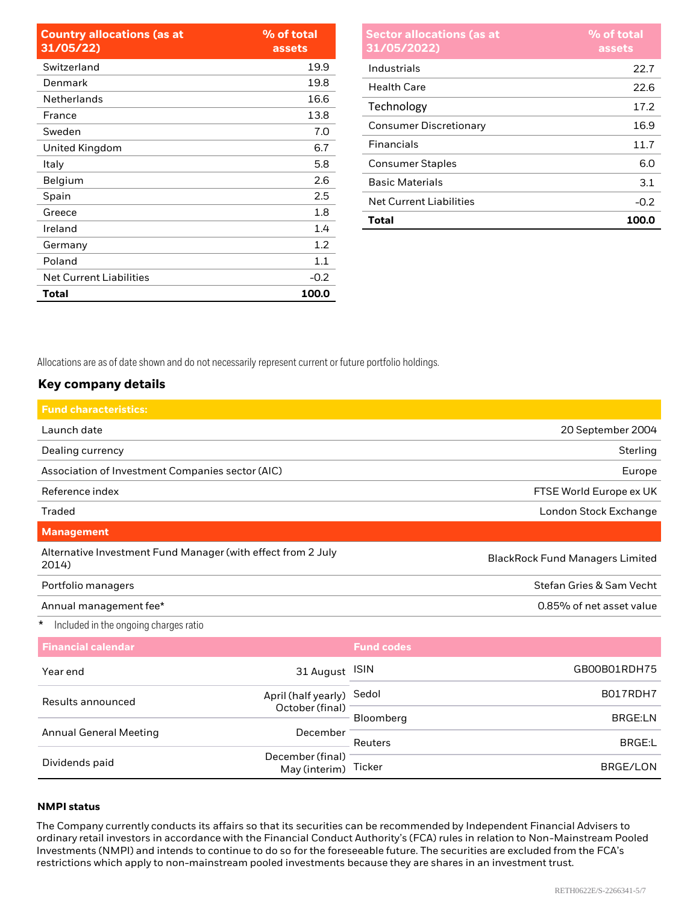| Country allocations (as at 31/05/22) | % of total assets |
|---|---|
| Switzerland | 19.9 |
| Denmark | 19.8 |
| Netherlands | 16.6 |
| France | 13.8 |
| Sweden | 7.0 |
| United Kingdom | 6.7 |
| Italy | 5.8 |
| Belgium | 2.6 |
| Spain | 2.5 |
| Greece | 1.8 |
| Ireland | 1.4 |
| Germany | 1.2 |
| Poland | 1.1 |
| Net Current Liabilities | -0.2 |
| **Total** | **100.0** |

| Sector allocations (as at 31/05/2022) | % of total assets |
|---|---|
| Industrials | 22.7 |
| Health Care | 22.6 |
| Technology | 17.2 |
| Consumer Discretionary | 16.9 |
| Financials | 11.7 |
| Consumer Staples | 6.0 |
| Basic Materials | 3.1 |
| Net Current Liabilities | -0.2 |
| **Total** | **100.0** |

Allocations are as of date shown and do not necessarily represent current or future portfolio holdings.

## Key company details

| Fund characteristics: | |
|---|---|
| Launch date | 20 September 2004 |
| Dealing currency | Sterling |
| Association of Investment Companies sector (AIC) | Europe |
| Reference index | FTSE World Europe ex UK |
| Traded | London Stock Exchange |
| **Management** | |
| Alternative Investment Fund Manager (with effect from 2 July 2014) | BlackRock Fund Managers Limited |
| Portfolio managers | Stefan Gries & Sam Vecht |
| Annual management fee* | 0.85% of net asset value |

\* Included in the ongoing charges ratio

| Financial calendar | |
|---|---|
| Year end | 31 August |
| Results announced | April (half yearly) October (final) |
| Annual General Meeting | December |
| Dividends paid | December (final) May (interim) |

| Fund codes | |
|---|---|
| ISIN | GB00B01RDH75 |
| Sedol | B017RDH7 |
| Bloomberg | BRGE:LN |
| Reuters | BRGE:L |
| Ticker | BRGE/LON |

**NMPI status**

The Company currently conducts its affairs so that its securities can be recommended by Independent Financial Advisers to ordinary retail investors in accordance with the Financial Conduct Authority's (FCA) rules in relation to Non-Mainstream Pooled Investments (NMPI) and intends to continue to do so for the foreseeable future. The securities are excluded from the FCA's restrictions which apply to non-mainstream pooled investments because they are shares in an investment trust.

RETH0622E/S-2266341-5/7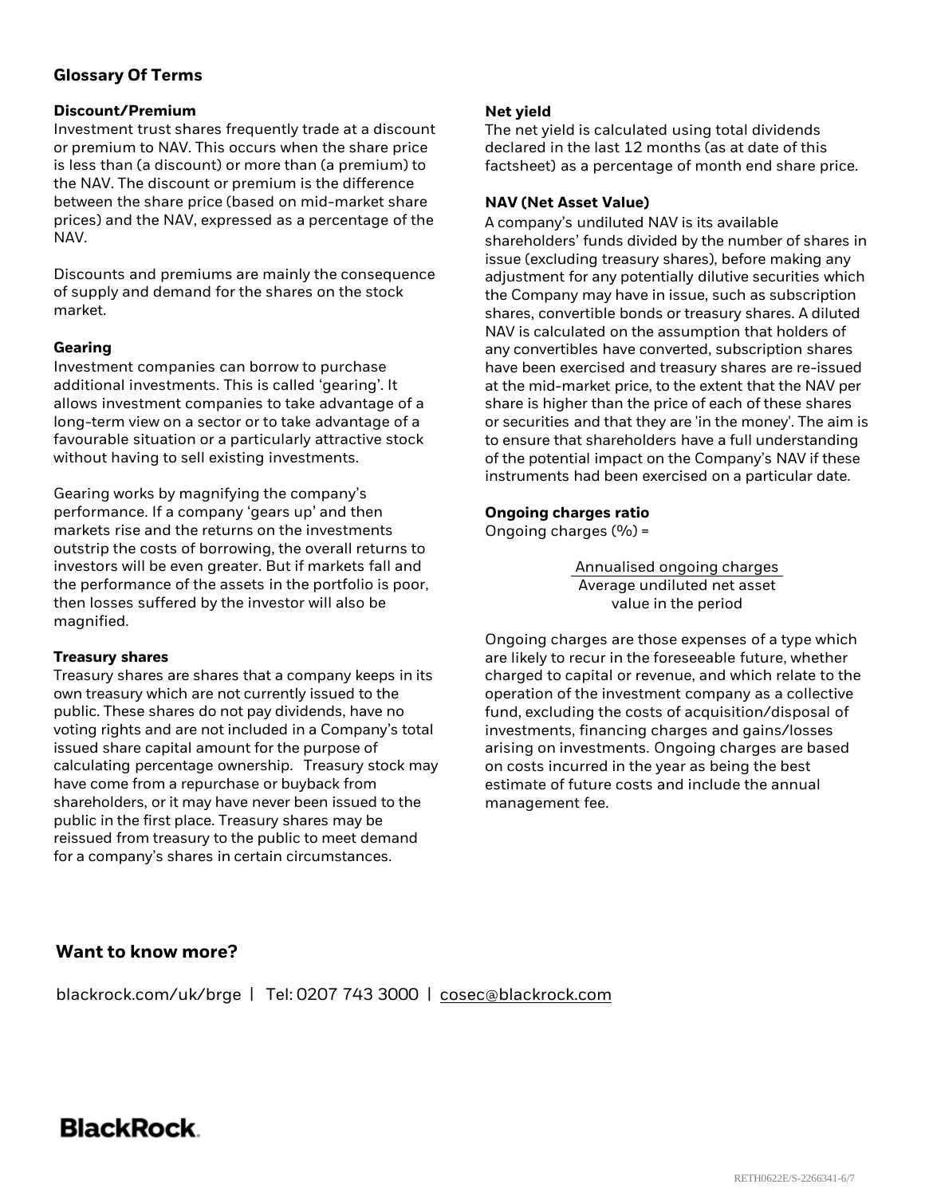## Glossary Of Terms

### Discount/Premium

Investment trust shares frequently trade at a discount or premium to NAV. This occurs when the share price is less than (a discount) or more than (a premium) to the NAV. The discount or premium is the difference between the share price (based on mid-market share prices) and the NAV, expressed as a percentage of the NAV.

Discounts and premiums are mainly the consequence of supply and demand for the shares on the stock market.

### Gearing

Investment companies can borrow to purchase additional investments. This is called 'gearing'. It allows investment companies to take advantage of a long-term view on a sector or to take advantage of a favourable situation or a particularly attractive stock without having to sell existing investments.

Gearing works by magnifying the company's performance. If a company 'gears up' and then markets rise and the returns on the investments outstrip the costs of borrowing, the overall returns to investors will be even greater. But if markets fall and the performance of the assets in the portfolio is poor, then losses suffered by the investor will also be magnified.

### Treasury shares

Treasury shares are shares that a company keeps in its own treasury which are not currently issued to the public. These shares do not pay dividends, have no voting rights and are not included in a Company's total issued share capital amount for the purpose of calculating percentage ownership. Treasury stock may have come from a repurchase or buyback from shareholders, or it may have never been issued to the public in the first place. Treasury shares may be reissued from treasury to the public to meet demand for a company's shares in certain circumstances.

### Net yield

The net yield is calculated using total dividends declared in the last 12 months (as at date of this factsheet) as a percentage of month end share price.

### NAV (Net Asset Value)

A company's undiluted NAV is its available shareholders' funds divided by the number of shares in issue (excluding treasury shares), before making any adjustment for any potentially dilutive securities which the Company may have in issue, such as subscription shares, convertible bonds or treasury shares. A diluted NAV is calculated on the assumption that holders of any convertibles have converted, subscription shares have been exercised and treasury shares are re-issued at the mid-market price, to the extent that the NAV per share is higher than the price of each of these shares or securities and that they are 'in the money'. The aim is to ensure that shareholders have a full understanding of the potential impact on the Company's NAV if these instruments had been exercised on a particular date.

### Ongoing charges ratio

Ongoing charges (%) =

$$\frac{\text{Annualised ongoing charges}}{\text{Average undiluted net asset value in the period}}$$

Ongoing charges are those expenses of a type which are likely to recur in the foreseeable future, whether charged to capital or revenue, and which relate to the operation of the investment company as a collective fund, excluding the costs of acquisition/disposal of investments, financing charges and gains/losses arising on investments. Ongoing charges are based on costs incurred in the year as being the best estimate of future costs and include the annual management fee.

## Want to know more?

blackrock.com/uk/brge | Tel: 0207 743 3000 | cosec@blackrock.com

**BlackRock.**

RETH0622E/S-2266341-6/7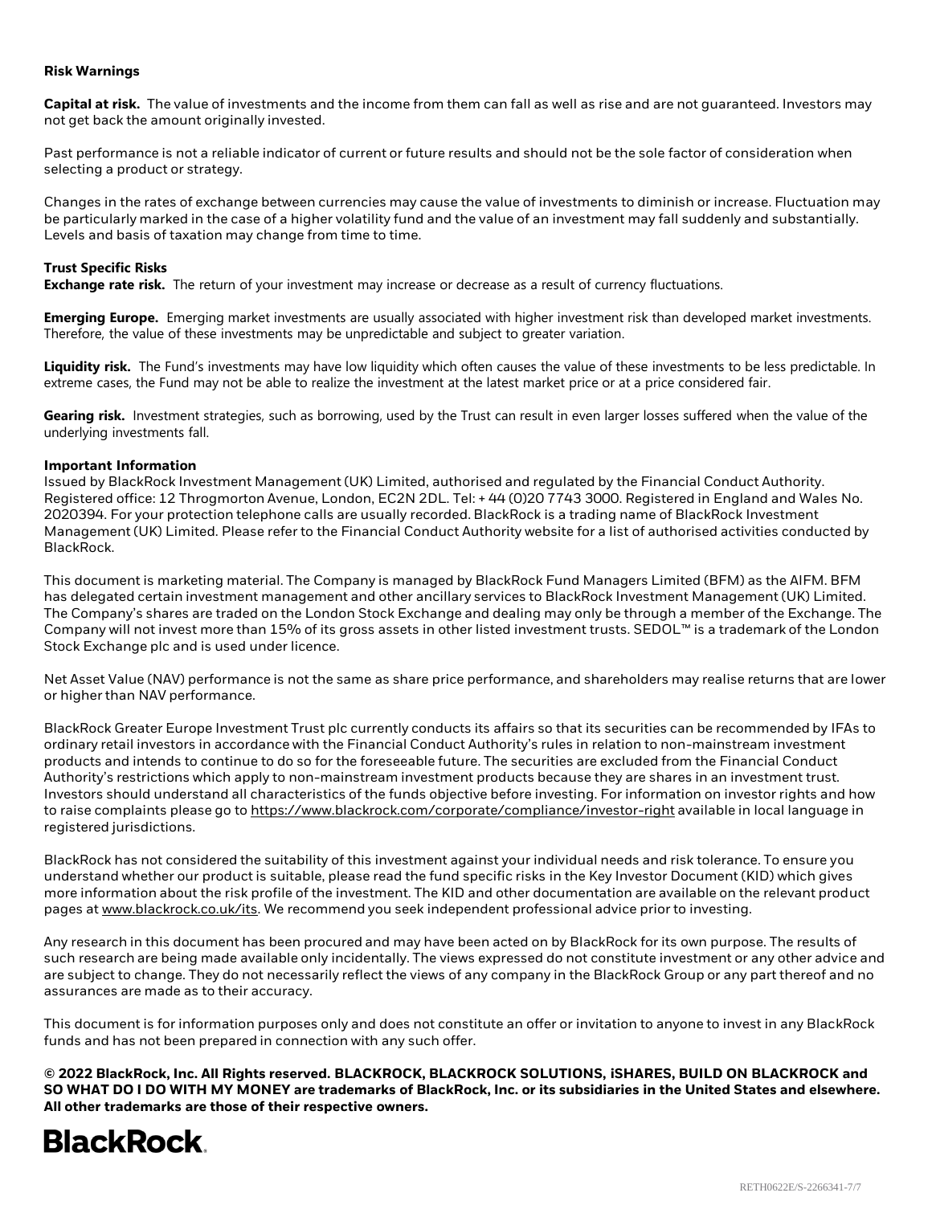**Risk Warnings**

**Capital at risk.** The value of investments and the income from them can fall as well as rise and are not guaranteed. Investors may not get back the amount originally invested.

Past performance is not a reliable indicator of current or future results and should not be the sole factor of consideration when selecting a product or strategy.

Changes in the rates of exchange between currencies may cause the value of investments to diminish or increase. Fluctuation may be particularly marked in the case of a higher volatility fund and the value of an investment may fall suddenly and substantially. Levels and basis of taxation may change from time to time.

**Trust Specific Risks**

**Exchange rate risk.** The return of your investment may increase or decrease as a result of currency fluctuations.

**Emerging Europe.** Emerging market investments are usually associated with higher investment risk than developed market investments. Therefore, the value of these investments may be unpredictable and subject to greater variation.

**Liquidity risk.** The Fund's investments may have low liquidity which often causes the value of these investments to be less predictable. In extreme cases, the Fund may not be able to realize the investment at the latest market price or at a price considered fair.

**Gearing risk.** Investment strategies, such as borrowing, used by the Trust can result in even larger losses suffered when the value of the underlying investments fall.

**Important Information**

Issued by BlackRock Investment Management (UK) Limited, authorised and regulated by the Financial Conduct Authority. Registered office: 12 Throgmorton Avenue, London, EC2N 2DL. Tel: + 44 (0)20 7743 3000. Registered in England and Wales No. 2020394. For your protection telephone calls are usually recorded. BlackRock is a trading name of BlackRock Investment Management (UK) Limited. Please refer to the Financial Conduct Authority website for a list of authorised activities conducted by BlackRock.

This document is marketing material. The Company is managed by BlackRock Fund Managers Limited (BFM) as the AIFM. BFM has delegated certain investment management and other ancillary services to BlackRock Investment Management (UK) Limited. The Company's shares are traded on the London Stock Exchange and dealing may only be through a member of the Exchange. The Company will not invest more than 15% of its gross assets in other listed investment trusts. SEDOL™ is a trademark of the London Stock Exchange plc and is used under licence.

Net Asset Value (NAV) performance is not the same as share price performance, and shareholders may realise returns that are lower or higher than NAV performance.

BlackRock Greater Europe Investment Trust plc currently conducts its affairs so that its securities can be recommended by IFAs to ordinary retail investors in accordance with the Financial Conduct Authority's rules in relation to non-mainstream investment products and intends to continue to do so for the foreseeable future. The securities are excluded from the Financial Conduct Authority's restrictions which apply to non-mainstream investment products because they are shares in an investment trust. Investors should understand all characteristics of the funds objective before investing. For information on investor rights and how to raise complaints please go to https://www.blackrock.com/corporate/compliance/investor-right available in local language in registered jurisdictions.

BlackRock has not considered the suitability of this investment against your individual needs and risk tolerance. To ensure you understand whether our product is suitable, please read the fund specific risks in the Key Investor Document (KID) which gives more information about the risk profile of the investment. The KID and other documentation are available on the relevant product pages at www.blackrock.co.uk/its. We recommend you seek independent professional advice prior to investing.

Any research in this document has been procured and may have been acted on by BlackRock for its own purpose. The results of such research are being made available only incidentally. The views expressed do not constitute investment or any other advice and are subject to change. They do not necessarily reflect the views of any company in the BlackRock Group or any part thereof and no assurances are made as to their accuracy.

This document is for information purposes only and does not constitute an offer or invitation to anyone to invest in any BlackRock funds and has not been prepared in connection with any such offer.

**© 2022 BlackRock, Inc. All Rights reserved. BLACKROCK, BLACKROCK SOLUTIONS, iSHARES, BUILD ON BLACKROCK and SO WHAT DO I DO WITH MY MONEY are trademarks of BlackRock, Inc. or its subsidiaries in the United States and elsewhere. All other trademarks are those of their respective owners.**

**BlackRock.**

RETH0622E/S-2266341-7/7